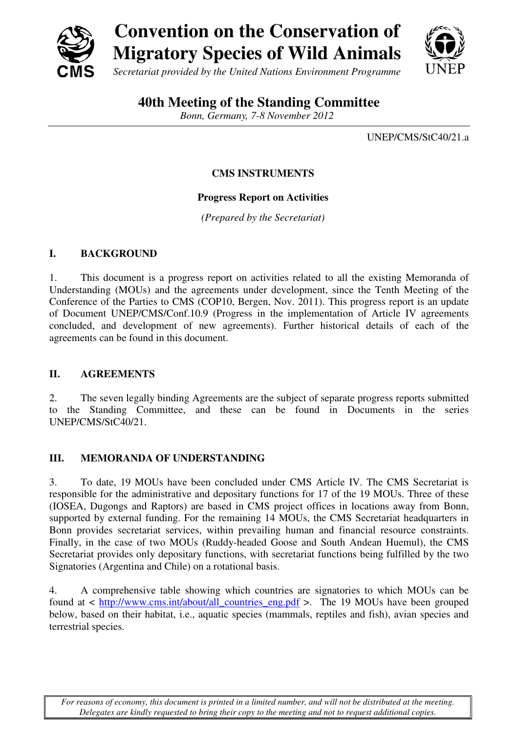# Convention on the Conservation of Migratory Species of Wild Animals

*Secretariat provided by the United Nations Environment Programme*

## 40th Meeting of the Standing Committee

*Bonn, Germany, 7-8 November 2012*

UNEP/CMS/StC40/21.a

### CMS INSTRUMENTS

**Progress Report on Activities**

*(Prepared by the Secretariat)*

### I. BACKGROUND

1. This document is a progress report on activities related to all the existing Memoranda of Understanding (MOUs) and the agreements under development, since the Tenth Meeting of the Conference of the Parties to CMS (COP10, Bergen, Nov. 2011). This progress report is an update of Document UNEP/CMS/Conf.10.9 (Progress in the implementation of Article IV agreements concluded, and development of new agreements). Further historical details of each of the agreements can be found in this document.

### II. AGREEMENTS

2. The seven legally binding Agreements are the subject of separate progress reports submitted to the Standing Committee, and these can be found in Documents in the series UNEP/CMS/StC40/21.

### III. MEMORANDA OF UNDERSTANDING

3. To date, 19 MOUs have been concluded under CMS Article IV. The CMS Secretariat is responsible for the administrative and depositary functions for 17 of the 19 MOUs. Three of these (IOSEA, Dugongs and Raptors) are based in CMS project offices in locations away from Bonn, supported by external funding. For the remaining 14 MOUs, the CMS Secretariat headquarters in Bonn provides secretariat services, within prevailing human and financial resource constraints. Finally, in the case of two MOUs (Ruddy-headed Goose and South Andean Huemul), the CMS Secretariat provides only depositary functions, with secretariat functions being fulfilled by the two Signatories (Argentina and Chile) on a rotational basis.

4. A comprehensive table showing which countries are signatories to which MOUs can be found at < http://www.cms.int/about/all_countries_eng.pdf >. The 19 MOUs have been grouped below, based on their habitat, i.e., aquatic species (mammals, reptiles and fish), avian species and terrestrial species.

*For reasons of economy, this document is printed in a limited number, and will not be distributed at the meeting. Delegates are kindly requested to bring their copy to the meeting and not to request additional copies.*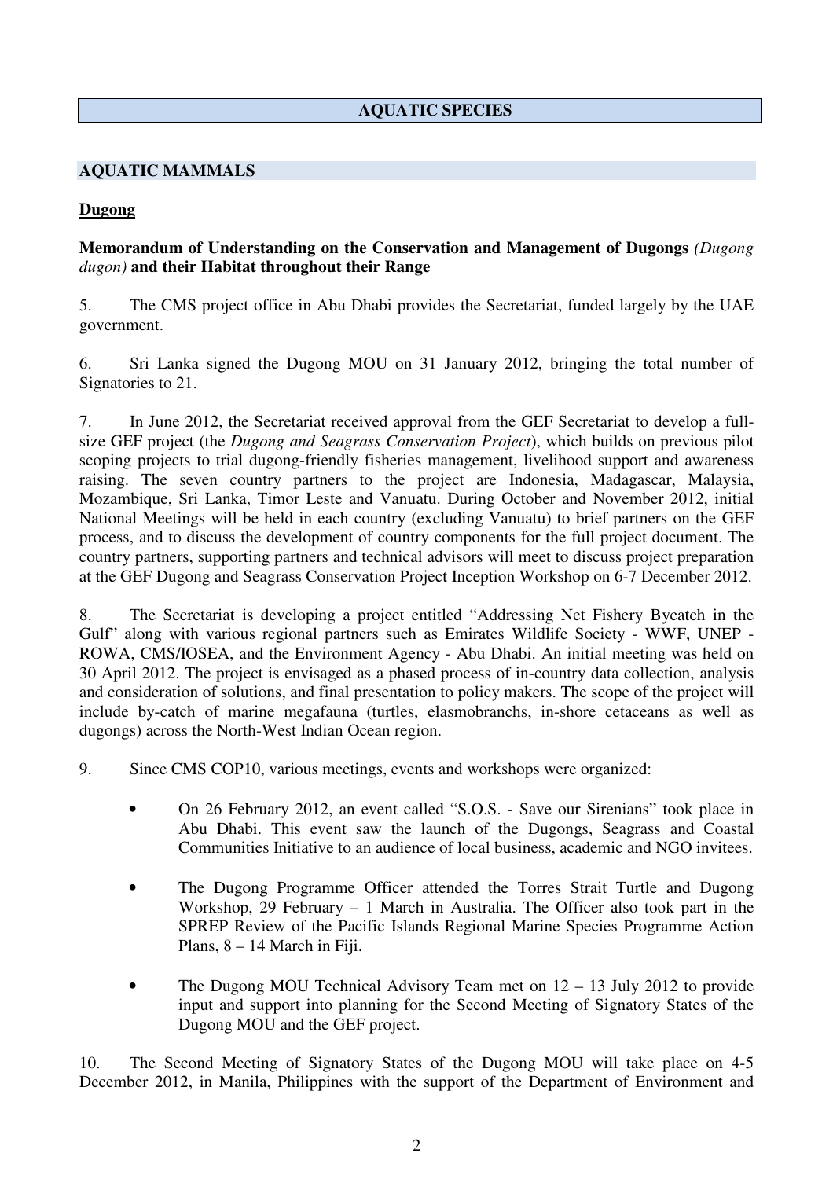# AQUATIC SPECIES

## AQUATIC MAMMALS

### Dugong

**Memorandum of Understanding on the Conservation and Management of Dugongs** ***(Dugong dugon)*** **and their Habitat throughout their Range**

5. The CMS project office in Abu Dhabi provides the Secretariat, funded largely by the UAE government.

6. Sri Lanka signed the Dugong MOU on 31 January 2012, bringing the total number of Signatories to 21.

7. In June 2012, the Secretariat received approval from the GEF Secretariat to develop a full-size GEF project (the *Dugong and Seagrass Conservation Project*), which builds on previous pilot scoping projects to trial dugong-friendly fisheries management, livelihood support and awareness raising. The seven country partners to the project are Indonesia, Madagascar, Malaysia, Mozambique, Sri Lanka, Timor Leste and Vanuatu. During October and November 2012, initial National Meetings will be held in each country (excluding Vanuatu) to brief partners on the GEF process, and to discuss the development of country components for the full project document. The country partners, supporting partners and technical advisors will meet to discuss project preparation at the GEF Dugong and Seagrass Conservation Project Inception Workshop on 6-7 December 2012.

8. The Secretariat is developing a project entitled "Addressing Net Fishery Bycatch in the Gulf" along with various regional partners such as Emirates Wildlife Society - WWF, UNEP - ROWA, CMS/IOSEA, and the Environment Agency - Abu Dhabi. An initial meeting was held on 30 April 2012. The project is envisaged as a phased process of in-country data collection, analysis and consideration of solutions, and final presentation to policy makers. The scope of the project will include by-catch of marine megafauna (turtles, elasmobranchs, in-shore cetaceans as well as dugongs) across the North-West Indian Ocean region.

9. Since CMS COP10, various meetings, events and workshops were organized:

- On 26 February 2012, an event called "S.O.S. - Save our Sirenians" took place in Abu Dhabi. This event saw the launch of the Dugongs, Seagrass and Coastal Communities Initiative to an audience of local business, academic and NGO invitees.
- The Dugong Programme Officer attended the Torres Strait Turtle and Dugong Workshop, 29 February – 1 March in Australia. The Officer also took part in the SPREP Review of the Pacific Islands Regional Marine Species Programme Action Plans, 8 – 14 March in Fiji.
- The Dugong MOU Technical Advisory Team met on 12 – 13 July 2012 to provide input and support into planning for the Second Meeting of Signatory States of the Dugong MOU and the GEF project.

10. The Second Meeting of Signatory States of the Dugong MOU will take place on 4-5 December 2012, in Manila, Philippines with the support of the Department of Environment and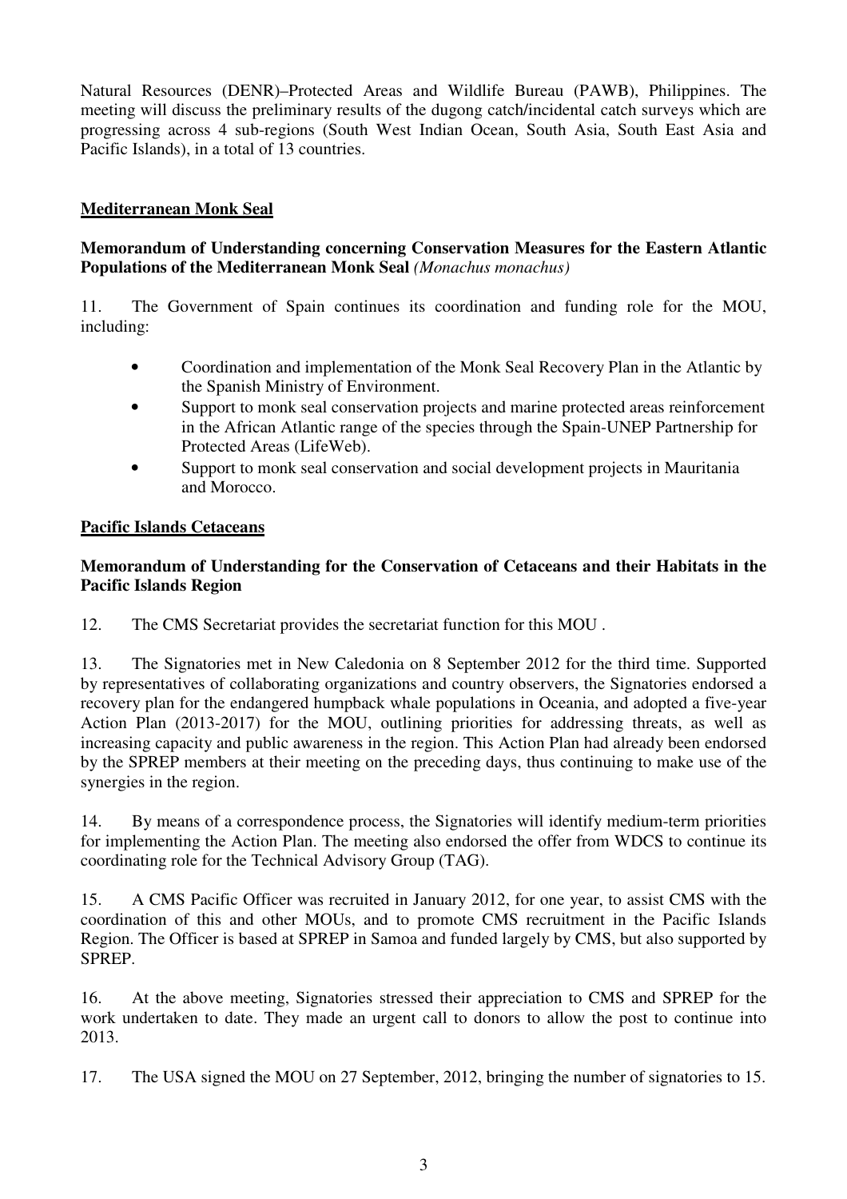Natural Resources (DENR)–Protected Areas and Wildlife Bureau (PAWB), Philippines. The meeting will discuss the preliminary results of the dugong catch/incidental catch surveys which are progressing across 4 sub-regions (South West Indian Ocean, South Asia, South East Asia and Pacific Islands), in a total of 13 countries.

## Mediterranean Monk Seal

### Memorandum of Understanding concerning Conservation Measures for the Eastern Atlantic Populations of the Mediterranean Monk Seal *(Monachus monachus)*

11. The Government of Spain continues its coordination and funding role for the MOU, including:

- Coordination and implementation of the Monk Seal Recovery Plan in the Atlantic by the Spanish Ministry of Environment.
- Support to monk seal conservation projects and marine protected areas reinforcement in the African Atlantic range of the species through the Spain-UNEP Partnership for Protected Areas (LifeWeb).
- Support to monk seal conservation and social development projects in Mauritania and Morocco.

## Pacific Islands Cetaceans

### Memorandum of Understanding for the Conservation of Cetaceans and their Habitats in the Pacific Islands Region

12. The CMS Secretariat provides the secretariat function for this MOU .

13. The Signatories met in New Caledonia on 8 September 2012 for the third time. Supported by representatives of collaborating organizations and country observers, the Signatories endorsed a recovery plan for the endangered humpback whale populations in Oceania, and adopted a five-year Action Plan (2013-2017) for the MOU, outlining priorities for addressing threats, as well as increasing capacity and public awareness in the region. This Action Plan had already been endorsed by the SPREP members at their meeting on the preceding days, thus continuing to make use of the synergies in the region.

14. By means of a correspondence process, the Signatories will identify medium-term priorities for implementing the Action Plan. The meeting also endorsed the offer from WDCS to continue its coordinating role for the Technical Advisory Group (TAG).

15. A CMS Pacific Officer was recruited in January 2012, for one year, to assist CMS with the coordination of this and other MOUs, and to promote CMS recruitment in the Pacific Islands Region. The Officer is based at SPREP in Samoa and funded largely by CMS, but also supported by SPREP.

16. At the above meeting, Signatories stressed their appreciation to CMS and SPREP for the work undertaken to date. They made an urgent call to donors to allow the post to continue into 2013.

17. The USA signed the MOU on 27 September, 2012, bringing the number of signatories to 15.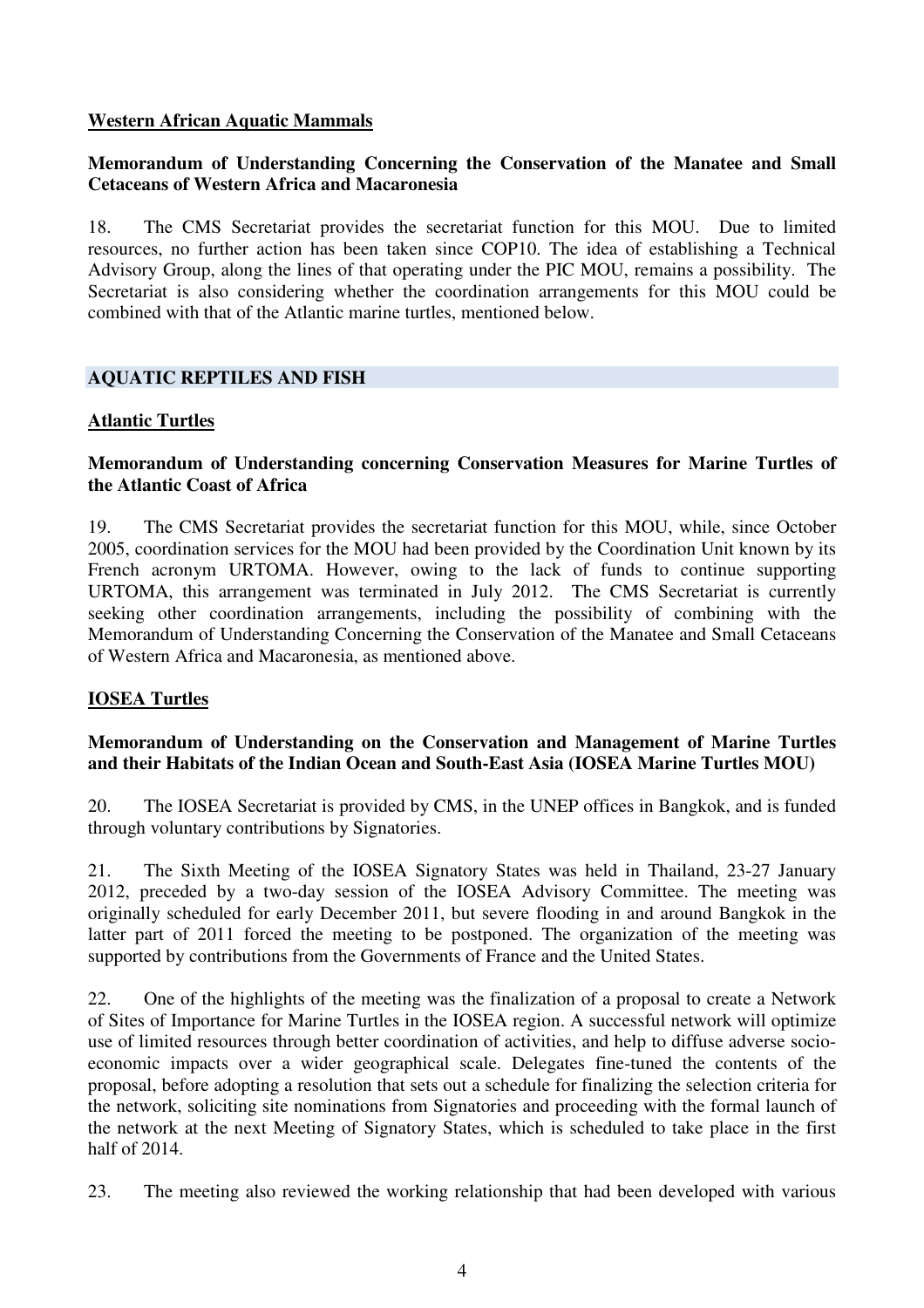**Western African Aquatic Mammals**

**Memorandum of Understanding Concerning the Conservation of the Manatee and Small Cetaceans of Western Africa and Macaronesia**

18. The CMS Secretariat provides the secretariat function for this MOU. Due to limited resources, no further action has been taken since COP10. The idea of establishing a Technical Advisory Group, along the lines of that operating under the PIC MOU, remains a possibility. The Secretariat is also considering whether the coordination arrangements for this MOU could be combined with that of the Atlantic marine turtles, mentioned below.

## AQUATIC REPTILES AND FISH

**Atlantic Turtles**

**Memorandum of Understanding concerning Conservation Measures for Marine Turtles of the Atlantic Coast of Africa**

19. The CMS Secretariat provides the secretariat function for this MOU, while, since October 2005, coordination services for the MOU had been provided by the Coordination Unit known by its French acronym URTOMA. However, owing to the lack of funds to continue supporting URTOMA, this arrangement was terminated in July 2012. The CMS Secretariat is currently seeking other coordination arrangements, including the possibility of combining with the Memorandum of Understanding Concerning the Conservation of the Manatee and Small Cetaceans of Western Africa and Macaronesia, as mentioned above.

**IOSEA Turtles**

**Memorandum of Understanding on the Conservation and Management of Marine Turtles and their Habitats of the Indian Ocean and South-East Asia (IOSEA Marine Turtles MOU)**

20. The IOSEA Secretariat is provided by CMS, in the UNEP offices in Bangkok, and is funded through voluntary contributions by Signatories.

21. The Sixth Meeting of the IOSEA Signatory States was held in Thailand, 23-27 January 2012, preceded by a two-day session of the IOSEA Advisory Committee. The meeting was originally scheduled for early December 2011, but severe flooding in and around Bangkok in the latter part of 2011 forced the meeting to be postponed. The organization of the meeting was supported by contributions from the Governments of France and the United States.

22. One of the highlights of the meeting was the finalization of a proposal to create a Network of Sites of Importance for Marine Turtles in the IOSEA region. A successful network will optimize use of limited resources through better coordination of activities, and help to diffuse adverse socio-economic impacts over a wider geographical scale. Delegates fine-tuned the contents of the proposal, before adopting a resolution that sets out a schedule for finalizing the selection criteria for the network, soliciting site nominations from Signatories and proceeding with the formal launch of the network at the next Meeting of Signatory States, which is scheduled to take place in the first half of 2014.

23. The meeting also reviewed the working relationship that had been developed with various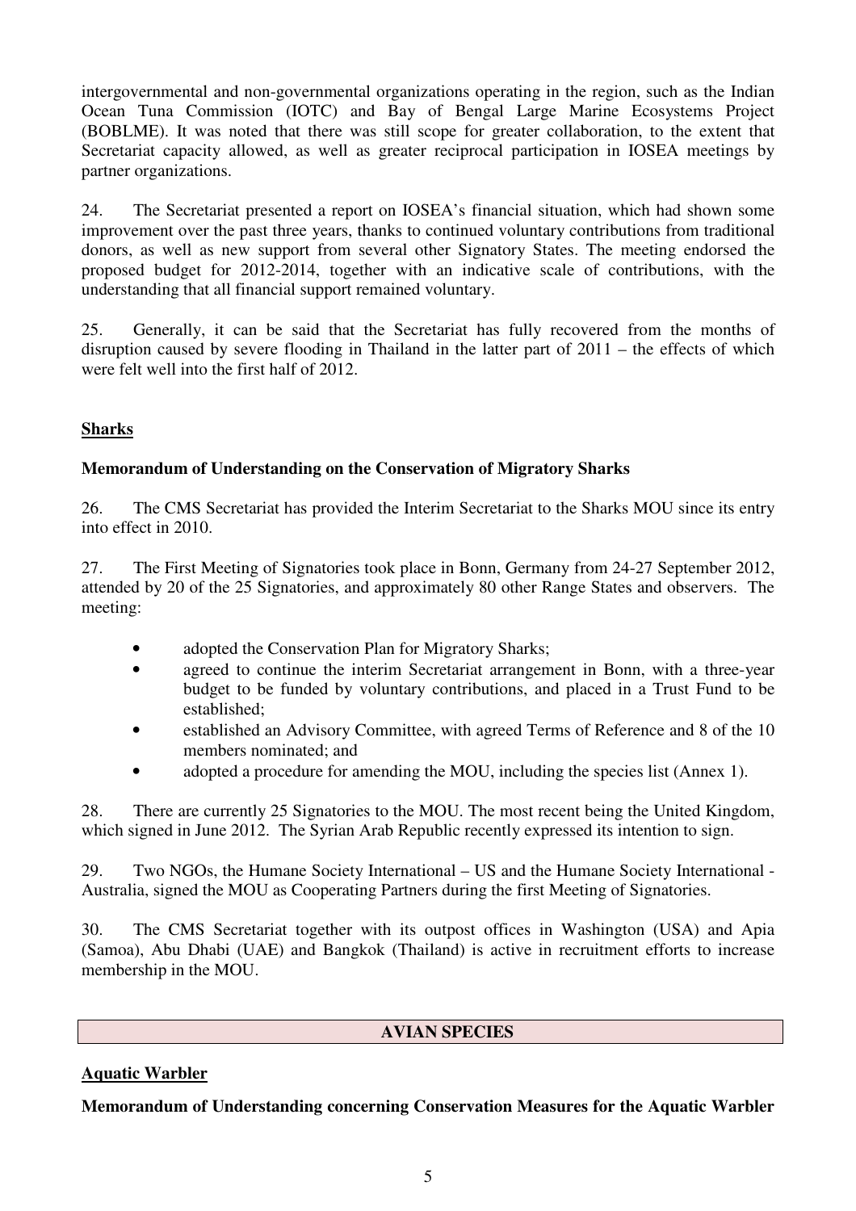intergovernmental and non-governmental organizations operating in the region, such as the Indian Ocean Tuna Commission (IOTC) and Bay of Bengal Large Marine Ecosystems Project (BOBLME). It was noted that there was still scope for greater collaboration, to the extent that Secretariat capacity allowed, as well as greater reciprocal participation in IOSEA meetings by partner organizations.

24. The Secretariat presented a report on IOSEA's financial situation, which had shown some improvement over the past three years, thanks to continued voluntary contributions from traditional donors, as well as new support from several other Signatory States. The meeting endorsed the proposed budget for 2012-2014, together with an indicative scale of contributions, with the understanding that all financial support remained voluntary.

25. Generally, it can be said that the Secretariat has fully recovered from the months of disruption caused by severe flooding in Thailand in the latter part of 2011 – the effects of which were felt well into the first half of 2012.

## Sharks

**Memorandum of Understanding on the Conservation of Migratory Sharks**

26. The CMS Secretariat has provided the Interim Secretariat to the Sharks MOU since its entry into effect in 2010.

27. The First Meeting of Signatories took place in Bonn, Germany from 24-27 September 2012, attended by 20 of the 25 Signatories, and approximately 80 other Range States and observers. The meeting:

- adopted the Conservation Plan for Migratory Sharks;
- agreed to continue the interim Secretariat arrangement in Bonn, with a three-year budget to be funded by voluntary contributions, and placed in a Trust Fund to be established;
- established an Advisory Committee, with agreed Terms of Reference and 8 of the 10 members nominated; and
- adopted a procedure for amending the MOU, including the species list (Annex 1).

28. There are currently 25 Signatories to the MOU. The most recent being the United Kingdom, which signed in June 2012. The Syrian Arab Republic recently expressed its intention to sign.

29. Two NGOs, the Humane Society International – US and the Humane Society International - Australia, signed the MOU as Cooperating Partners during the first Meeting of Signatories.

30. The CMS Secretariat together with its outpost offices in Washington (USA) and Apia (Samoa), Abu Dhabi (UAE) and Bangkok (Thailand) is active in recruitment efforts to increase membership in the MOU.

# AVIAN SPECIES

## Aquatic Warbler

**Memorandum of Understanding concerning Conservation Measures for the Aquatic Warbler**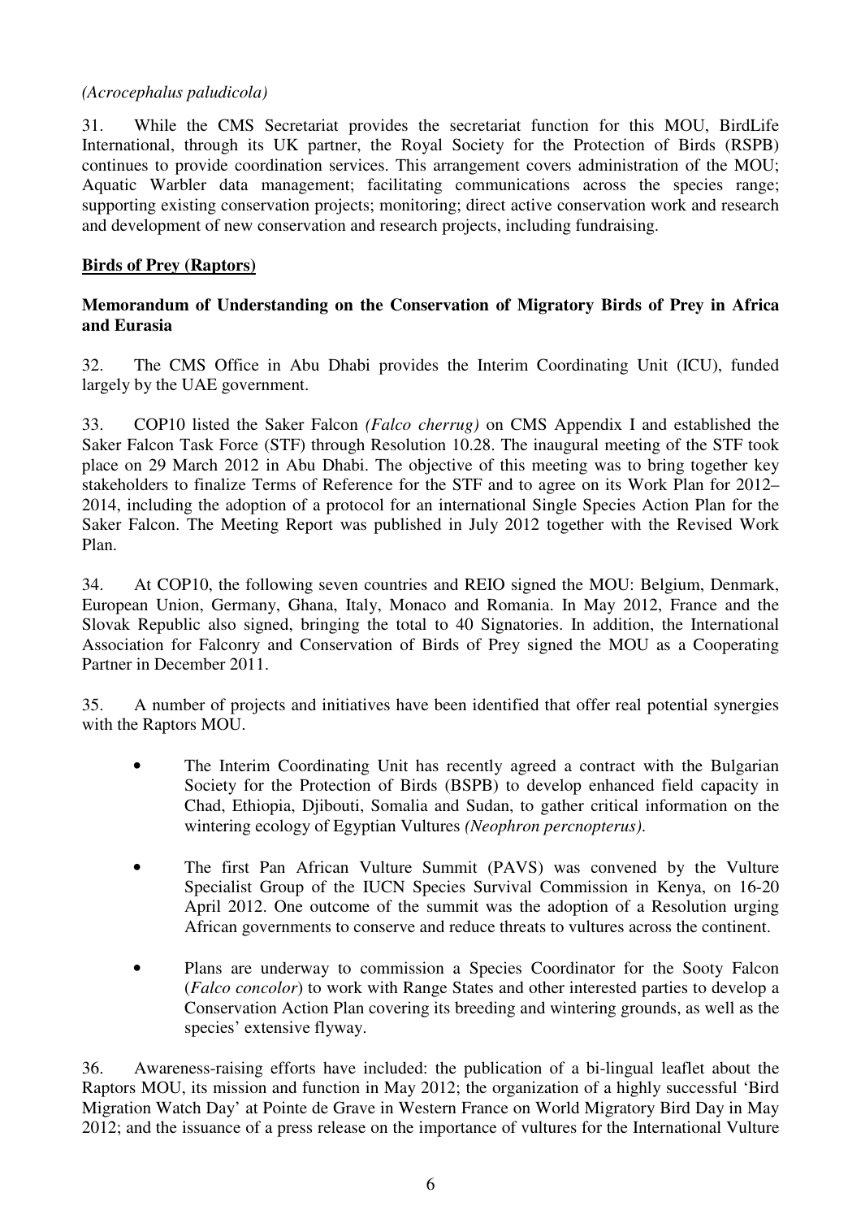*(Acrocephalus paludicola)*

31. While the CMS Secretariat provides the secretariat function for this MOU, BirdLife International, through its UK partner, the Royal Society for the Protection of Birds (RSPB) continues to provide coordination services. This arrangement covers administration of the MOU; Aquatic Warbler data management; facilitating communications across the species range; supporting existing conservation projects; monitoring; direct active conservation work and research and development of new conservation and research projects, including fundraising.

**<u>Birds of Prey (Raptors)</u>**

**Memorandum of Understanding on the Conservation of Migratory Birds of Prey in Africa and Eurasia**

32. The CMS Office in Abu Dhabi provides the Interim Coordinating Unit (ICU), funded largely by the UAE government.

33. COP10 listed the Saker Falcon *(Falco cherrug)* on CMS Appendix I and established the Saker Falcon Task Force (STF) through Resolution 10.28. The inaugural meeting of the STF took place on 29 March 2012 in Abu Dhabi. The objective of this meeting was to bring together key stakeholders to finalize Terms of Reference for the STF and to agree on its Work Plan for 2012–2014, including the adoption of a protocol for an international Single Species Action Plan for the Saker Falcon. The Meeting Report was published in July 2012 together with the Revised Work Plan.

34. At COP10, the following seven countries and REIO signed the MOU: Belgium, Denmark, European Union, Germany, Ghana, Italy, Monaco and Romania. In May 2012, France and the Slovak Republic also signed, bringing the total to 40 Signatories. In addition, the International Association for Falconry and Conservation of Birds of Prey signed the MOU as a Cooperating Partner in December 2011.

35. A number of projects and initiatives have been identified that offer real potential synergies with the Raptors MOU.

- The Interim Coordinating Unit has recently agreed a contract with the Bulgarian Society for the Protection of Birds (BSPB) to develop enhanced field capacity in Chad, Ethiopia, Djibouti, Somalia and Sudan, to gather critical information on the wintering ecology of Egyptian Vultures *(Neophron percnopterus).*

- The first Pan African Vulture Summit (PAVS) was convened by the Vulture Specialist Group of the IUCN Species Survival Commission in Kenya, on 16-20 April 2012. One outcome of the summit was the adoption of a Resolution urging African governments to conserve and reduce threats to vultures across the continent.

- Plans are underway to commission a Species Coordinator for the Sooty Falcon (*Falco concolor*) to work with Range States and other interested parties to develop a Conservation Action Plan covering its breeding and wintering grounds, as well as the species' extensive flyway.

36. Awareness-raising efforts have included: the publication of a bi-lingual leaflet about the Raptors MOU, its mission and function in May 2012; the organization of a highly successful 'Bird Migration Watch Day' at Pointe de Grave in Western France on World Migratory Bird Day in May 2012; and the issuance of a press release on the importance of vultures for the International Vulture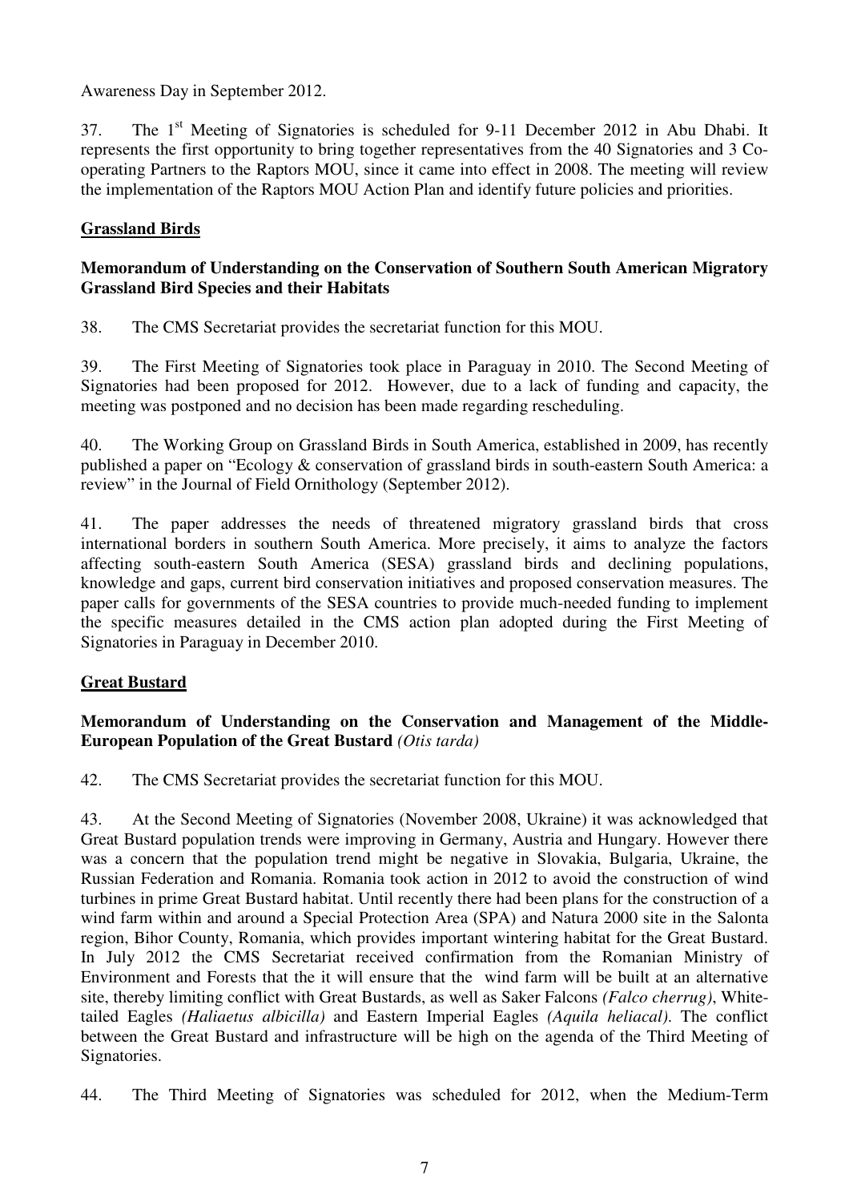Awareness Day in September 2012.

37. The 1st Meeting of Signatories is scheduled for 9-11 December 2012 in Abu Dhabi. It represents the first opportunity to bring together representatives from the 40 Signatories and 3 Co-operating Partners to the Raptors MOU, since it came into effect in 2008. The meeting will review the implementation of the Raptors MOU Action Plan and identify future policies and priorities.

## Grassland Birds

**Memorandum of Understanding on the Conservation of Southern South American Migratory Grassland Bird Species and their Habitats**

38. The CMS Secretariat provides the secretariat function for this MOU.

39. The First Meeting of Signatories took place in Paraguay in 2010. The Second Meeting of Signatories had been proposed for 2012. However, due to a lack of funding and capacity, the meeting was postponed and no decision has been made regarding rescheduling.

40. The Working Group on Grassland Birds in South America, established in 2009, has recently published a paper on "Ecology & conservation of grassland birds in south-eastern South America: a review" in the Journal of Field Ornithology (September 2012).

41. The paper addresses the needs of threatened migratory grassland birds that cross international borders in southern South America. More precisely, it aims to analyze the factors affecting south-eastern South America (SESA) grassland birds and declining populations, knowledge and gaps, current bird conservation initiatives and proposed conservation measures. The paper calls for governments of the SESA countries to provide much-needed funding to implement the specific measures detailed in the CMS action plan adopted during the First Meeting of Signatories in Paraguay in December 2010.

## Great Bustard

**Memorandum of Understanding on the Conservation and Management of the Middle-European Population of the Great Bustard** ***(Otis tarda)***

42. The CMS Secretariat provides the secretariat function for this MOU.

43. At the Second Meeting of Signatories (November 2008, Ukraine) it was acknowledged that Great Bustard population trends were improving in Germany, Austria and Hungary. However there was a concern that the population trend might be negative in Slovakia, Bulgaria, Ukraine, the Russian Federation and Romania. Romania took action in 2012 to avoid the construction of wind turbines in prime Great Bustard habitat. Until recently there had been plans for the construction of a wind farm within and around a Special Protection Area (SPA) and Natura 2000 site in the Salonta region, Bihor County, Romania, which provides important wintering habitat for the Great Bustard. In July 2012 the CMS Secretariat received confirmation from the Romanian Ministry of Environment and Forests that the it will ensure that the wind farm will be built at an alternative site, thereby limiting conflict with Great Bustards, as well as Saker Falcons *(Falco cherrug)*, White-tailed Eagles *(Haliaetus albicilla)* and Eastern Imperial Eagles *(Aquila heliacal)*. The conflict between the Great Bustard and infrastructure will be high on the agenda of the Third Meeting of Signatories.

44. The Third Meeting of Signatories was scheduled for 2012, when the Medium-Term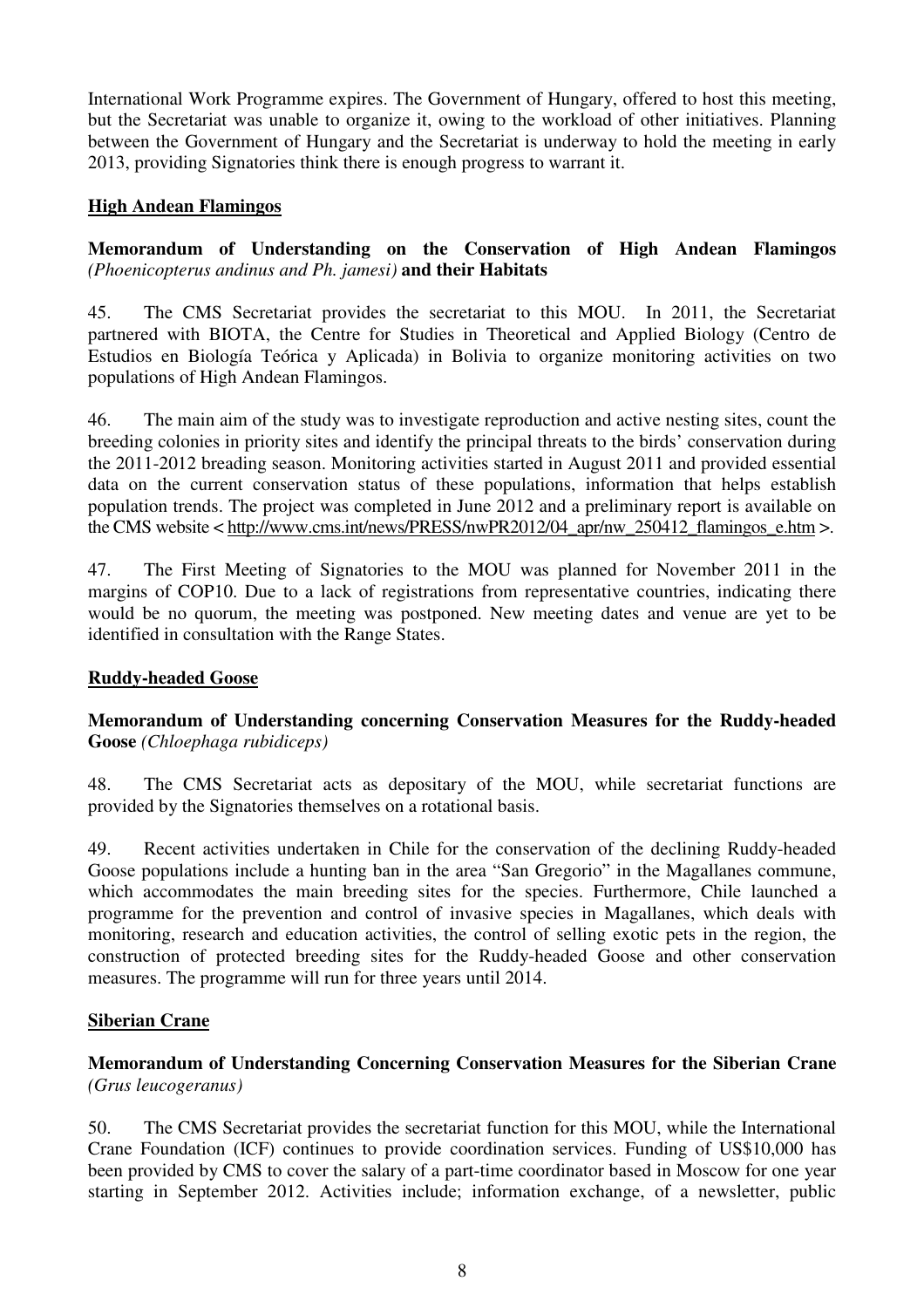International Work Programme expires. The Government of Hungary, offered to host this meeting, but the Secretariat was unable to organize it, owing to the workload of other initiatives. Planning between the Government of Hungary and the Secretariat is underway to hold the meeting in early 2013, providing Signatories think there is enough progress to warrant it.

## High Andean Flamingos

**Memorandum of Understanding on the Conservation of High Andean Flamingos** *(Phoenicopterus andinus and Ph. jamesi)* **and their Habitats**

45. The CMS Secretariat provides the secretariat to this MOU. In 2011, the Secretariat partnered with BIOTA, the Centre for Studies in Theoretical and Applied Biology (Centro de Estudios en Biología Teórica y Aplicada) in Bolivia to organize monitoring activities on two populations of High Andean Flamingos.

46. The main aim of the study was to investigate reproduction and active nesting sites, count the breeding colonies in priority sites and identify the principal threats to the birds' conservation during the 2011-2012 breading season. Monitoring activities started in August 2011 and provided essential data on the current conservation status of these populations, information that helps establish population trends. The project was completed in June 2012 and a preliminary report is available on the CMS website < http://www.cms.int/news/PRESS/nwPR2012/04_apr/nw_250412_flamingos_e.htm >.

47. The First Meeting of Signatories to the MOU was planned for November 2011 in the margins of COP10. Due to a lack of registrations from representative countries, indicating there would be no quorum, the meeting was postponed. New meeting dates and venue are yet to be identified in consultation with the Range States.

## Ruddy-headed Goose

**Memorandum of Understanding concerning Conservation Measures for the Ruddy-headed Goose** *(Chloephaga rubidiceps)*

48. The CMS Secretariat acts as depositary of the MOU, while secretariat functions are provided by the Signatories themselves on a rotational basis.

49. Recent activities undertaken in Chile for the conservation of the declining Ruddy-headed Goose populations include a hunting ban in the area "San Gregorio" in the Magallanes commune, which accommodates the main breeding sites for the species. Furthermore, Chile launched a programme for the prevention and control of invasive species in Magallanes, which deals with monitoring, research and education activities, the control of selling exotic pets in the region, the construction of protected breeding sites for the Ruddy-headed Goose and other conservation measures. The programme will run for three years until 2014.

## Siberian Crane

**Memorandum of Understanding Concerning Conservation Measures for the Siberian Crane** *(Grus leucogeranus)*

50. The CMS Secretariat provides the secretariat function for this MOU, while the International Crane Foundation (ICF) continues to provide coordination services. Funding of US$10,000 has been provided by CMS to cover the salary of a part-time coordinator based in Moscow for one year starting in September 2012. Activities include; information exchange, of a newsletter, public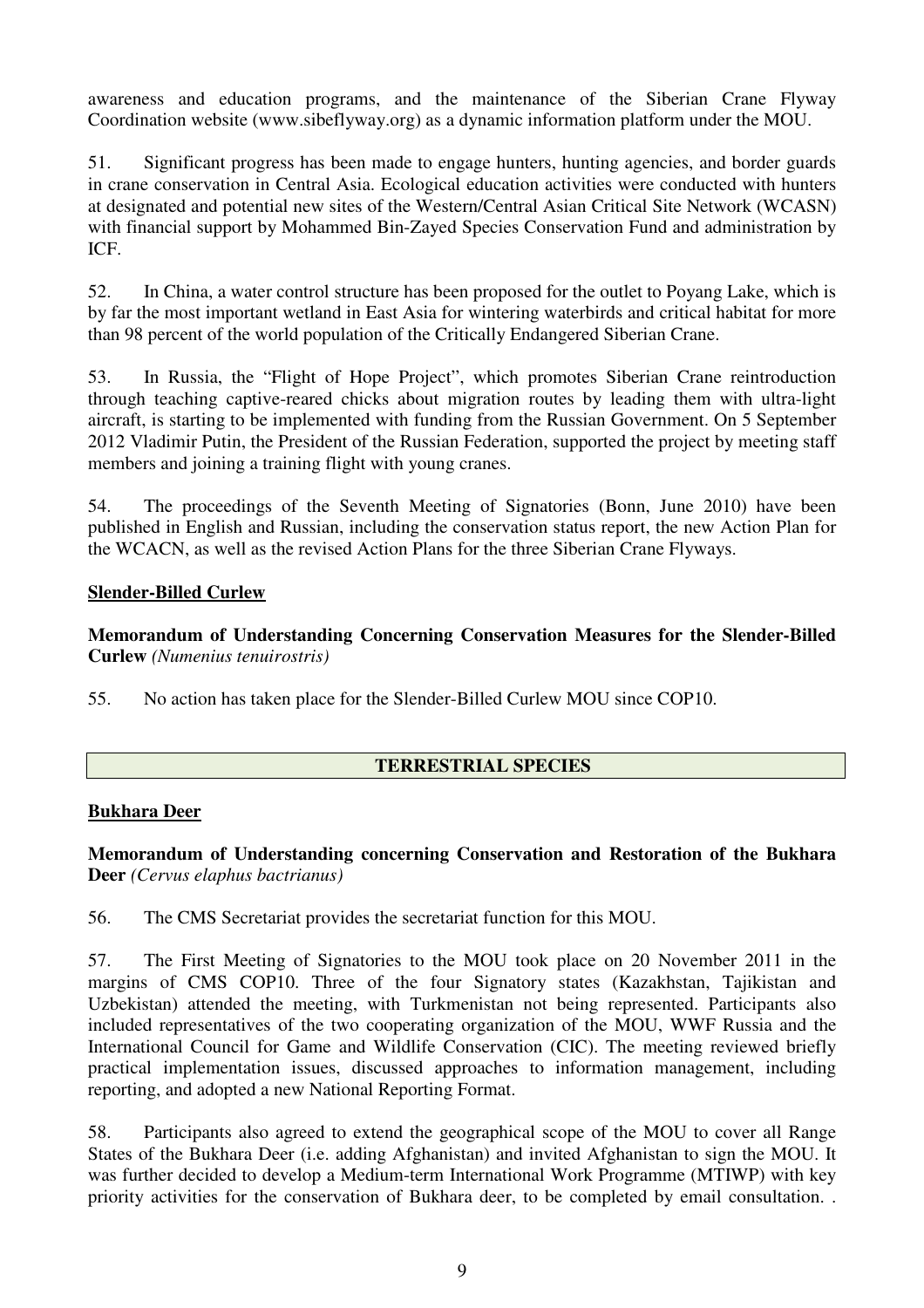awareness and education programs, and the maintenance of the Siberian Crane Flyway Coordination website (www.sibeflyway.org) as a dynamic information platform under the MOU.

51. Significant progress has been made to engage hunters, hunting agencies, and border guards in crane conservation in Central Asia. Ecological education activities were conducted with hunters at designated and potential new sites of the Western/Central Asian Critical Site Network (WCASN) with financial support by Mohammed Bin-Zayed Species Conservation Fund and administration by ICF.

52. In China, a water control structure has been proposed for the outlet to Poyang Lake, which is by far the most important wetland in East Asia for wintering waterbirds and critical habitat for more than 98 percent of the world population of the Critically Endangered Siberian Crane.

53. In Russia, the "Flight of Hope Project", which promotes Siberian Crane reintroduction through teaching captive-reared chicks about migration routes by leading them with ultra-light aircraft, is starting to be implemented with funding from the Russian Government. On 5 September 2012 Vladimir Putin, the President of the Russian Federation, supported the project by meeting staff members and joining a training flight with young cranes.

54. The proceedings of the Seventh Meeting of Signatories (Bonn, June 2010) have been published in English and Russian, including the conservation status report, the new Action Plan for the WCACN, as well as the revised Action Plans for the three Siberian Crane Flyways.

**Slender-Billed Curlew**

**Memorandum of Understanding Concerning Conservation Measures for the Slender-Billed Curlew** *(Numenius tenuirostris)*

55. No action has taken place for the Slender-Billed Curlew MOU since COP10.

## TERRESTRIAL SPECIES

**Bukhara Deer**

**Memorandum of Understanding concerning Conservation and Restoration of the Bukhara Deer** *(Cervus elaphus bactrianus)*

56. The CMS Secretariat provides the secretariat function for this MOU.

57. The First Meeting of Signatories to the MOU took place on 20 November 2011 in the margins of CMS COP10. Three of the four Signatory states (Kazakhstan, Tajikistan and Uzbekistan) attended the meeting, with Turkmenistan not being represented. Participants also included representatives of the two cooperating organization of the MOU, WWF Russia and the International Council for Game and Wildlife Conservation (CIC). The meeting reviewed briefly practical implementation issues, discussed approaches to information management, including reporting, and adopted a new National Reporting Format.

58. Participants also agreed to extend the geographical scope of the MOU to cover all Range States of the Bukhara Deer (i.e. adding Afghanistan) and invited Afghanistan to sign the MOU. It was further decided to develop a Medium-term International Work Programme (MTIWP) with key priority activities for the conservation of Bukhara deer, to be completed by email consultation. .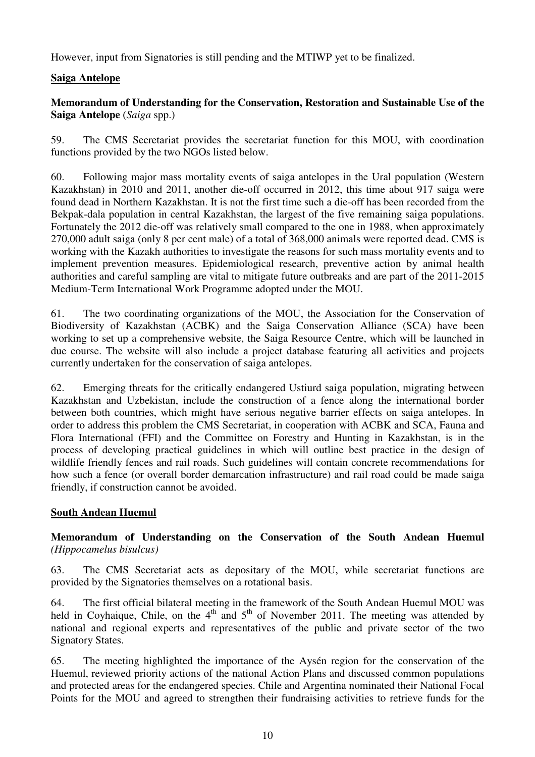However, input from Signatories is still pending and the MTIWP yet to be finalized.

## Saiga Antelope

**Memorandum of Understanding for the Conservation, Restoration and Sustainable Use of the Saiga Antelope** (*Saiga* spp.)

59. The CMS Secretariat provides the secretariat function for this MOU, with coordination functions provided by the two NGOs listed below.

60. Following major mass mortality events of saiga antelopes in the Ural population (Western Kazakhstan) in 2010 and 2011, another die-off occurred in 2012, this time about 917 saiga were found dead in Northern Kazakhstan. It is not the first time such a die-off has been recorded from the Bekpak-dala population in central Kazakhstan, the largest of the five remaining saiga populations. Fortunately the 2012 die-off was relatively small compared to the one in 1988, when approximately 270,000 adult saiga (only 8 per cent male) of a total of 368,000 animals were reported dead. CMS is working with the Kazakh authorities to investigate the reasons for such mass mortality events and to implement prevention measures. Epidemiological research, preventive action by animal health authorities and careful sampling are vital to mitigate future outbreaks and are part of the 2011-2015 Medium-Term International Work Programme adopted under the MOU.

61. The two coordinating organizations of the MOU, the Association for the Conservation of Biodiversity of Kazakhstan (ACBK) and the Saiga Conservation Alliance (SCA) have been working to set up a comprehensive website, the Saiga Resource Centre, which will be launched in due course. The website will also include a project database featuring all activities and projects currently undertaken for the conservation of saiga antelopes.

62. Emerging threats for the critically endangered Ustiurd saiga population, migrating between Kazakhstan and Uzbekistan, include the construction of a fence along the international border between both countries, which might have serious negative barrier effects on saiga antelopes. In order to address this problem the CMS Secretariat, in cooperation with ACBK and SCA, Fauna and Flora International (FFI) and the Committee on Forestry and Hunting in Kazakhstan, is in the process of developing practical guidelines in which will outline best practice in the design of wildlife friendly fences and rail roads. Such guidelines will contain concrete recommendations for how such a fence (or overall border demarcation infrastructure) and rail road could be made saiga friendly, if construction cannot be avoided.

## South Andean Huemul

**Memorandum of Understanding on the Conservation of the South Andean Huemul** *(Hippocamelus bisulcus)*

63. The CMS Secretariat acts as depositary of the MOU, while secretariat functions are provided by the Signatories themselves on a rotational basis.

64. The first official bilateral meeting in the framework of the South Andean Huemul MOU was held in Coyhaique, Chile, on the 4th and 5th of November 2011. The meeting was attended by national and regional experts and representatives of the public and private sector of the two Signatory States.

65. The meeting highlighted the importance of the Aysén region for the conservation of the Huemul, reviewed priority actions of the national Action Plans and discussed common populations and protected areas for the endangered species. Chile and Argentina nominated their National Focal Points for the MOU and agreed to strengthen their fundraising activities to retrieve funds for the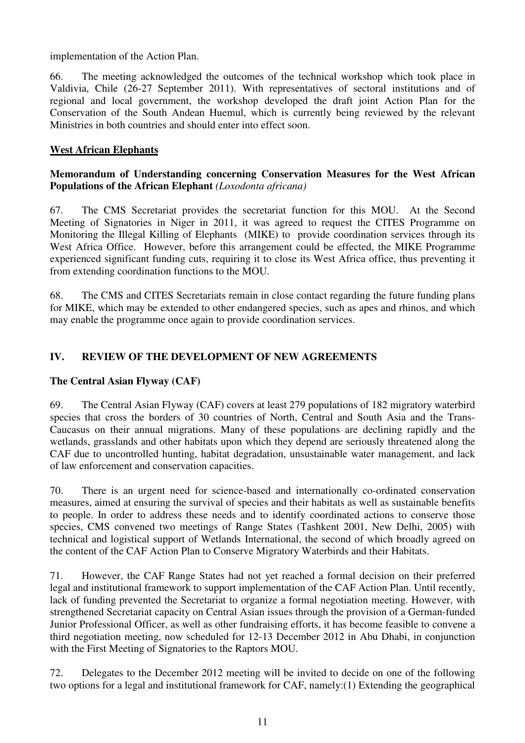implementation of the Action Plan.

66. The meeting acknowledged the outcomes of the technical workshop which took place in Valdivia, Chile (26-27 September 2011). With representatives of sectoral institutions and of regional and local government, the workshop developed the draft joint Action Plan for the Conservation of the South Andean Huemul, which is currently being reviewed by the relevant Ministries in both countries and should enter into effect soon.

## West African Elephants

**Memorandum of Understanding concerning Conservation Measures for the West African Populations of the African Elephant** *(Loxodonta africana)*

67. The CMS Secretariat provides the secretariat function for this MOU. At the Second Meeting of Signatories in Niger in 2011, it was agreed to request the CITES Programme on Monitoring the Illegal Killing of Elephants (MIKE) to provide coordination services through its West Africa Office. However, before this arrangement could be effected, the MIKE Programme experienced significant funding cuts, requiring it to close its West Africa office, thus preventing it from extending coordination functions to the MOU.

68. The CMS and CITES Secretariats remain in close contact regarding the future funding plans for MIKE, which may be extended to other endangered species, such as apes and rhinos, and which may enable the programme once again to provide coordination services.

## IV. REVIEW OF THE DEVELOPMENT OF NEW AGREEMENTS

**The Central Asian Flyway (CAF)**

69. The Central Asian Flyway (CAF) covers at least 279 populations of 182 migratory waterbird species that cross the borders of 30 countries of North, Central and South Asia and the Trans-Caucasus on their annual migrations. Many of these populations are declining rapidly and the wetlands, grasslands and other habitats upon which they depend are seriously threatened along the CAF due to uncontrolled hunting, habitat degradation, unsustainable water management, and lack of law enforcement and conservation capacities.

70. There is an urgent need for science-based and internationally co-ordinated conservation measures, aimed at ensuring the survival of species and their habitats as well as sustainable benefits to people. In order to address these needs and to identify coordinated actions to conserve those species, CMS convened two meetings of Range States (Tashkent 2001, New Delhi, 2005) with technical and logistical support of Wetlands International, the second of which broadly agreed on the content of the CAF Action Plan to Conserve Migratory Waterbirds and their Habitats.

71. However, the CAF Range States had not yet reached a formal decision on their preferred legal and institutional framework to support implementation of the CAF Action Plan. Until recently, lack of funding prevented the Secretariat to organize a formal negotiation meeting. However, with strengthened Secretariat capacity on Central Asian issues through the provision of a German-funded Junior Professional Officer, as well as other fundraising efforts, it has become feasible to convene a third negotiation meeting, now scheduled for 12-13 December 2012 in Abu Dhabi, in conjunction with the First Meeting of Signatories to the Raptors MOU.

72. Delegates to the December 2012 meeting will be invited to decide on one of the following two options for a legal and institutional framework for CAF, namely:(1) Extending the geographical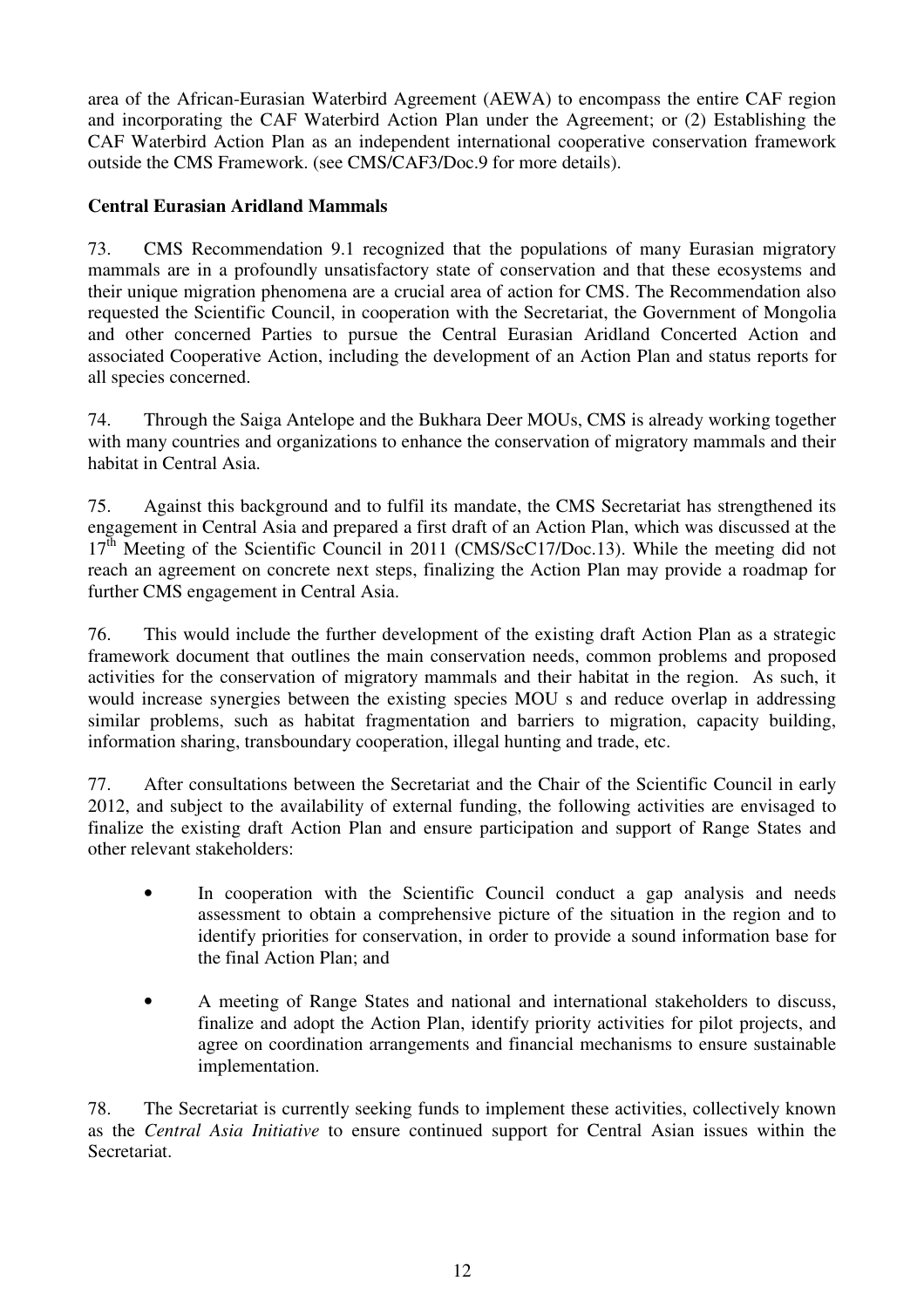area of the African-Eurasian Waterbird Agreement (AEWA) to encompass the entire CAF region and incorporating the CAF Waterbird Action Plan under the Agreement; or (2) Establishing the CAF Waterbird Action Plan as an independent international cooperative conservation framework outside the CMS Framework. (see CMS/CAF3/Doc.9 for more details).

**Central Eurasian Aridland Mammals**

73. CMS Recommendation 9.1 recognized that the populations of many Eurasian migratory mammals are in a profoundly unsatisfactory state of conservation and that these ecosystems and their unique migration phenomena are a crucial area of action for CMS. The Recommendation also requested the Scientific Council, in cooperation with the Secretariat, the Government of Mongolia and other concerned Parties to pursue the Central Eurasian Aridland Concerted Action and associated Cooperative Action, including the development of an Action Plan and status reports for all species concerned.

74. Through the Saiga Antelope and the Bukhara Deer MOUs, CMS is already working together with many countries and organizations to enhance the conservation of migratory mammals and their habitat in Central Asia.

75. Against this background and to fulfil its mandate, the CMS Secretariat has strengthened its engagement in Central Asia and prepared a first draft of an Action Plan, which was discussed at the 17th Meeting of the Scientific Council in 2011 (CMS/ScC17/Doc.13). While the meeting did not reach an agreement on concrete next steps, finalizing the Action Plan may provide a roadmap for further CMS engagement in Central Asia.

76. This would include the further development of the existing draft Action Plan as a strategic framework document that outlines the main conservation needs, common problems and proposed activities for the conservation of migratory mammals and their habitat in the region. As such, it would increase synergies between the existing species MOU s and reduce overlap in addressing similar problems, such as habitat fragmentation and barriers to migration, capacity building, information sharing, transboundary cooperation, illegal hunting and trade, etc.

77. After consultations between the Secretariat and the Chair of the Scientific Council in early 2012, and subject to the availability of external funding, the following activities are envisaged to finalize the existing draft Action Plan and ensure participation and support of Range States and other relevant stakeholders:

- In cooperation with the Scientific Council conduct a gap analysis and needs assessment to obtain a comprehensive picture of the situation in the region and to identify priorities for conservation, in order to provide a sound information base for the final Action Plan; and

- A meeting of Range States and national and international stakeholders to discuss, finalize and adopt the Action Plan, identify priority activities for pilot projects, and agree on coordination arrangements and financial mechanisms to ensure sustainable implementation.

78. The Secretariat is currently seeking funds to implement these activities, collectively known as the *Central Asia Initiative* to ensure continued support for Central Asian issues within the Secretariat.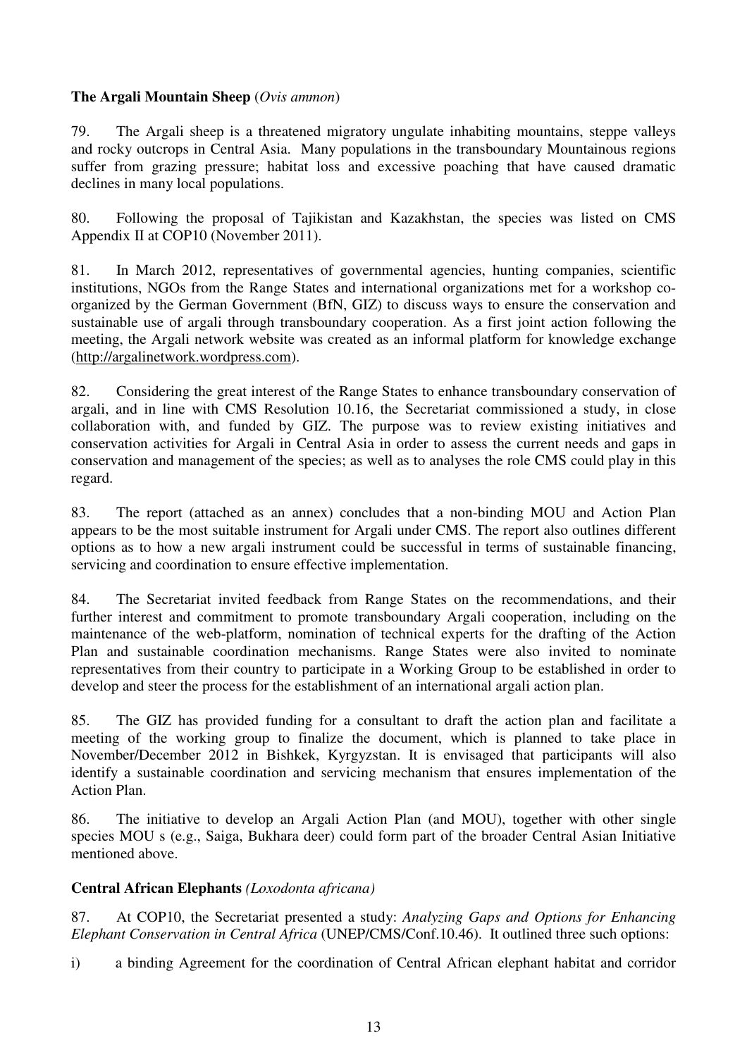**The Argali Mountain Sheep** (*Ovis ammon*)

79. The Argali sheep is a threatened migratory ungulate inhabiting mountains, steppe valleys and rocky outcrops in Central Asia. Many populations in the transboundary Mountainous regions suffer from grazing pressure; habitat loss and excessive poaching that have caused dramatic declines in many local populations.

80. Following the proposal of Tajikistan and Kazakhstan, the species was listed on CMS Appendix II at COP10 (November 2011).

81. In March 2012, representatives of governmental agencies, hunting companies, scientific institutions, NGOs from the Range States and international organizations met for a workshop co-organized by the German Government (BfN, GIZ) to discuss ways to ensure the conservation and sustainable use of argali through transboundary cooperation. As a first joint action following the meeting, the Argali network website was created as an informal platform for knowledge exchange (http://argalinetwork.wordpress.com).

82. Considering the great interest of the Range States to enhance transboundary conservation of argali, and in line with CMS Resolution 10.16, the Secretariat commissioned a study, in close collaboration with, and funded by GIZ. The purpose was to review existing initiatives and conservation activities for Argali in Central Asia in order to assess the current needs and gaps in conservation and management of the species; as well as to analyses the role CMS could play in this regard.

83. The report (attached as an annex) concludes that a non-binding MOU and Action Plan appears to be the most suitable instrument for Argali under CMS. The report also outlines different options as to how a new argali instrument could be successful in terms of sustainable financing, servicing and coordination to ensure effective implementation.

84. The Secretariat invited feedback from Range States on the recommendations, and their further interest and commitment to promote transboundary Argali cooperation, including on the maintenance of the web-platform, nomination of technical experts for the drafting of the Action Plan and sustainable coordination mechanisms. Range States were also invited to nominate representatives from their country to participate in a Working Group to be established in order to develop and steer the process for the establishment of an international argali action plan.

85. The GIZ has provided funding for a consultant to draft the action plan and facilitate a meeting of the working group to finalize the document, which is planned to take place in November/December 2012 in Bishkek, Kyrgyzstan. It is envisaged that participants will also identify a sustainable coordination and servicing mechanism that ensures implementation of the Action Plan.

86. The initiative to develop an Argali Action Plan (and MOU), together with other single species MOU s (e.g., Saiga, Bukhara deer) could form part of the broader Central Asian Initiative mentioned above.

**Central African Elephants** *(Loxodonta africana)*

87. At COP10, the Secretariat presented a study: *Analyzing Gaps and Options for Enhancing Elephant Conservation in Central Africa* (UNEP/CMS/Conf.10.46). It outlined three such options:

i) a binding Agreement for the coordination of Central African elephant habitat and corridor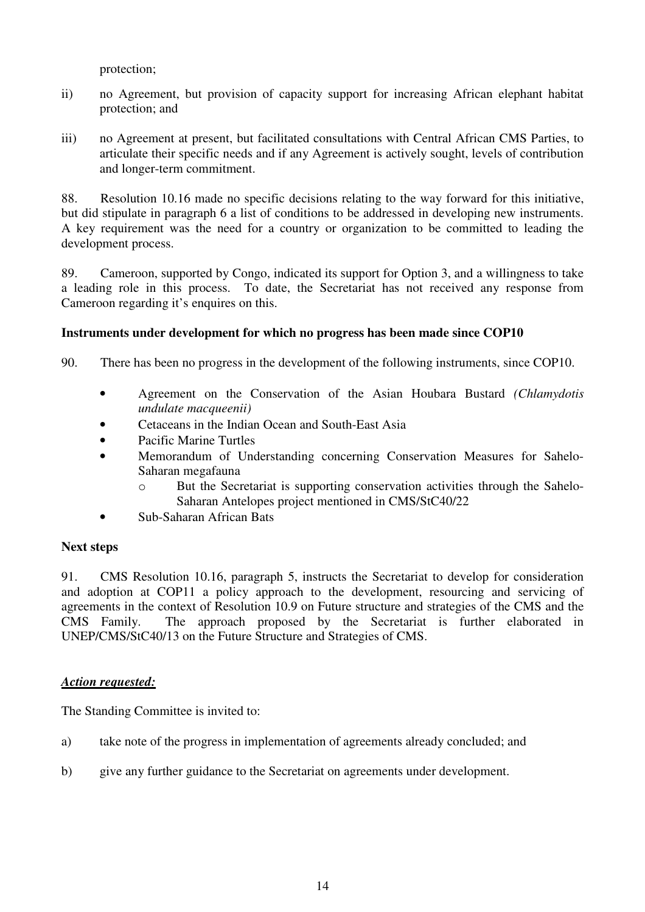protection;

ii) no Agreement, but provision of capacity support for increasing African elephant habitat protection; and

iii) no Agreement at present, but facilitated consultations with Central African CMS Parties, to articulate their specific needs and if any Agreement is actively sought, levels of contribution and longer-term commitment.

88. Resolution 10.16 made no specific decisions relating to the way forward for this initiative, but did stipulate in paragraph 6 a list of conditions to be addressed in developing new instruments. A key requirement was the need for a country or organization to be committed to leading the development process.

89. Cameroon, supported by Congo, indicated its support for Option 3, and a willingness to take a leading role in this process. To date, the Secretariat has not received any response from Cameroon regarding it's enquires on this.

**Instruments under development for which no progress has been made since COP10**

90. There has been no progress in the development of the following instruments, since COP10.

- Agreement on the Conservation of the Asian Houbara Bustard *(Chlamydotis undulate macqueenii)*
- Cetaceans in the Indian Ocean and South-East Asia
- Pacific Marine Turtles
- Memorandum of Understanding concerning Conservation Measures for Sahelo-Saharan megafauna
  - But the Secretariat is supporting conservation activities through the Sahelo-Saharan Antelopes project mentioned in CMS/StC40/22
- Sub-Saharan African Bats

**Next steps**

91. CMS Resolution 10.16, paragraph 5, instructs the Secretariat to develop for consideration and adoption at COP11 a policy approach to the development, resourcing and servicing of agreements in the context of Resolution 10.9 on Future structure and strategies of the CMS and the CMS Family. The approach proposed by the Secretariat is further elaborated in UNEP/CMS/StC40/13 on the Future Structure and Strategies of CMS.

***Action requested:***

The Standing Committee is invited to:

a) take note of the progress in implementation of agreements already concluded; and

b) give any further guidance to the Secretariat on agreements under development.